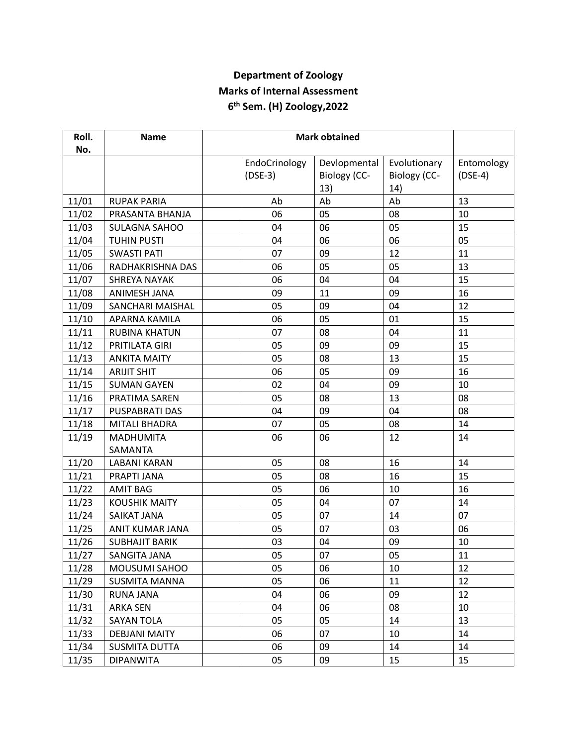**Department of Zoology**

**Marks of Internal Assessment**

**6th Sem. (H) Zoology,2022**

| Roll. No. | Name | | Mark obtained | | | |
|---|---|---|---|---|---|---|
| | | | EndoCrinology (DSE-3) | Devlopmental Biology (CC-13) | Evolutionary Biology (CC-14) | Entomology (DSE-4) |
| 11/01 | RUPAK PARIA | | Ab | Ab | Ab | 13 |
| 11/02 | PRASANTA BHANJA | | 06 | 05 | 08 | 10 |
| 11/03 | SULAGNA SAHOO | | 04 | 06 | 05 | 15 |
| 11/04 | TUHIN PUSTI | | 04 | 06 | 06 | 05 |
| 11/05 | SWASTI PATI | | 07 | 09 | 12 | 11 |
| 11/06 | RADHAKRISHNA DAS | | 06 | 05 | 05 | 13 |
| 11/07 | SHREYA NAYAK | | 06 | 04 | 04 | 15 |
| 11/08 | ANIMESH JANA | | 09 | 11 | 09 | 16 |
| 11/09 | SANCHARI MAISHAL | | 05 | 09 | 04 | 12 |
| 11/10 | APARNA KAMILA | | 06 | 05 | 01 | 15 |
| 11/11 | RUBINA KHATUN | | 07 | 08 | 04 | 11 |
| 11/12 | PRITILATA GIRI | | 05 | 09 | 09 | 15 |
| 11/13 | ANKITA MAITY | | 05 | 08 | 13 | 15 |
| 11/14 | ARIJIT SHIT | | 06 | 05 | 09 | 16 |
| 11/15 | SUMAN GAYEN | | 02 | 04 | 09 | 10 |
| 11/16 | PRATIMA SAREN | | 05 | 08 | 13 | 08 |
| 11/17 | PUSPABRATI DAS | | 04 | 09 | 04 | 08 |
| 11/18 | MITALI BHADRA | | 07 | 05 | 08 | 14 |
| 11/19 | MADHUMITA SAMANTA | | 06 | 06 | 12 | 14 |
| 11/20 | LABANI KARAN | | 05 | 08 | 16 | 14 |
| 11/21 | PRAPTI JANA | | 05 | 08 | 16 | 15 |
| 11/22 | AMIT BAG | | 05 | 06 | 10 | 16 |
| 11/23 | KOUSHIK MAITY | | 05 | 04 | 07 | 14 |
| 11/24 | SAIKAT JANA | | 05 | 07 | 14 | 07 |
| 11/25 | ANIT KUMAR JANA | | 05 | 07 | 03 | 06 |
| 11/26 | SUBHAJIT BARIK | | 03 | 04 | 09 | 10 |
| 11/27 | SANGITA JANA | | 05 | 07 | 05 | 11 |
| 11/28 | MOUSUMI SAHOO | | 05 | 06 | 10 | 12 |
| 11/29 | SUSMITA MANNA | | 05 | 06 | 11 | 12 |
| 11/30 | RUNA JANA | | 04 | 06 | 09 | 12 |
| 11/31 | ARKA SEN | | 04 | 06 | 08 | 10 |
| 11/32 | SAYAN TOLA | | 05 | 05 | 14 | 13 |
| 11/33 | DEBJANI MAITY | | 06 | 07 | 10 | 14 |
| 11/34 | SUSMITA DUTTA | | 06 | 09 | 14 | 14 |
| 11/35 | DIPANWITA | | 05 | 09 | 15 | 15 |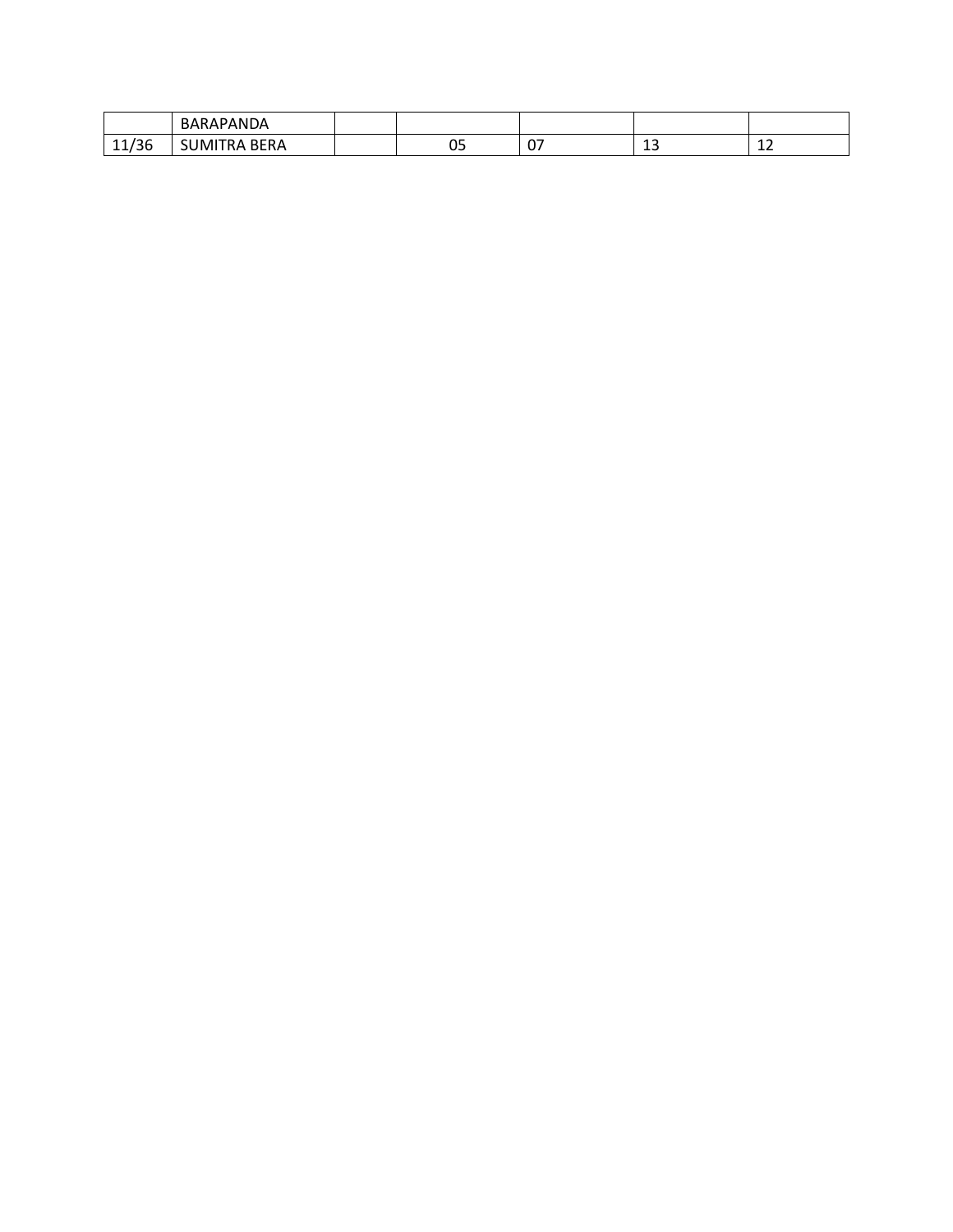| | | | | | | |
|---|---|---|---|---|---|---|
| | BARAPANDA | | | | | |
| 11/36 | SUMITRA BERA | | 05 | 07 | 13 | 12 |